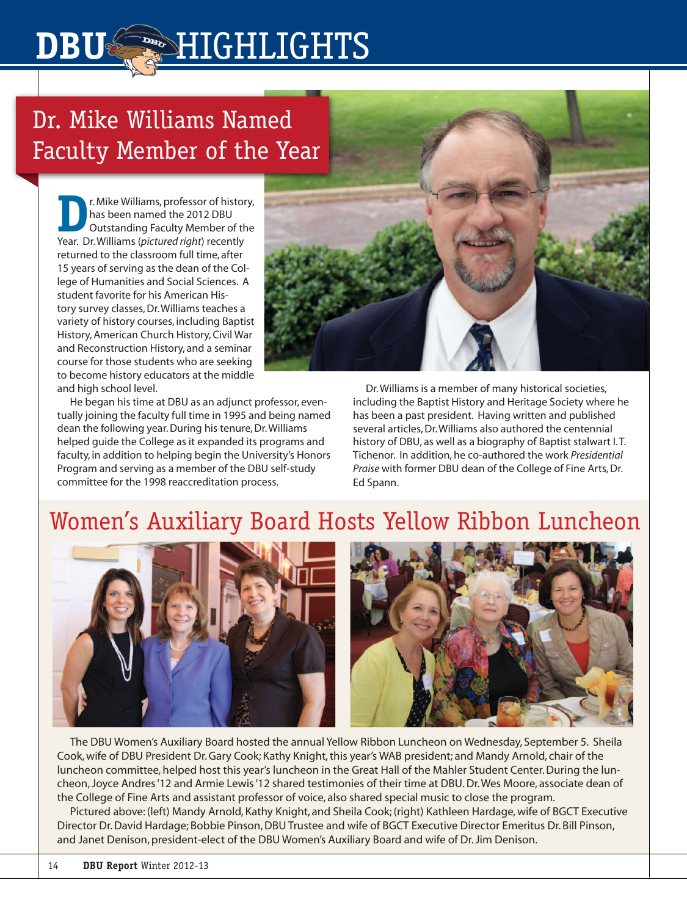# DBU HIGHLIGHTS

## Dr. Mike Williams Named Faculty Member of the Year

Dr. Mike Williams, professor of history, has been named the 2012 DBU Outstanding Faculty Member of the Year. Dr. Williams (*pictured right*) recently returned to the classroom full time, after 15 years of serving as the dean of the College of Humanities and Social Sciences. A student favorite for his American History survey classes, Dr. Williams teaches a variety of history courses, including Baptist History, American Church History, Civil War and Reconstruction History, and a seminar course for those students who are seeking to become history educators at the middle and high school level.

He began his time at DBU as an adjunct professor, eventually joining the faculty full time in 1995 and being named dean the following year. During his tenure, Dr. Williams helped guide the College as it expanded its programs and faculty, in addition to helping begin the University's Honors Program and serving as a member of the DBU self-study committee for the 1998 reaccreditation process.

Dr. Williams is a member of many historical societies, including the Baptist History and Heritage Society where he has been a past president. Having written and published several articles, Dr. Williams also authored the centennial history of DBU, as well as a biography of Baptist stalwart I.T. Tichenor. In addition, he co-authored the work *Presidential Praise* with former DBU dean of the College of Fine Arts, Dr. Ed Spann.

## Women's Auxiliary Board Hosts Yellow Ribbon Luncheon

The DBU Women's Auxiliary Board hosted the annual Yellow Ribbon Luncheon on Wednesday, September 5. Sheila Cook, wife of DBU President Dr. Gary Cook; Kathy Knight, this year's WAB president; and Mandy Arnold, chair of the luncheon committee, helped host this year's luncheon in the Great Hall of the Mahler Student Center. During the luncheon, Joyce Andres '12 and Armie Lewis '12 shared testimonies of their time at DBU. Dr. Wes Moore, associate dean of the College of Fine Arts and assistant professor of voice, also shared special music to close the program.

Pictured above: (left) Mandy Arnold, Kathy Knight, and Sheila Cook; (right) Kathleen Hardage, wife of BGCT Executive Director Dr. David Hardage; Bobbie Pinson, DBU Trustee and wife of BGCT Executive Director Emeritus Dr. Bill Pinson, and Janet Denison, president-elect of the DBU Women's Auxiliary Board and wife of Dr. Jim Denison.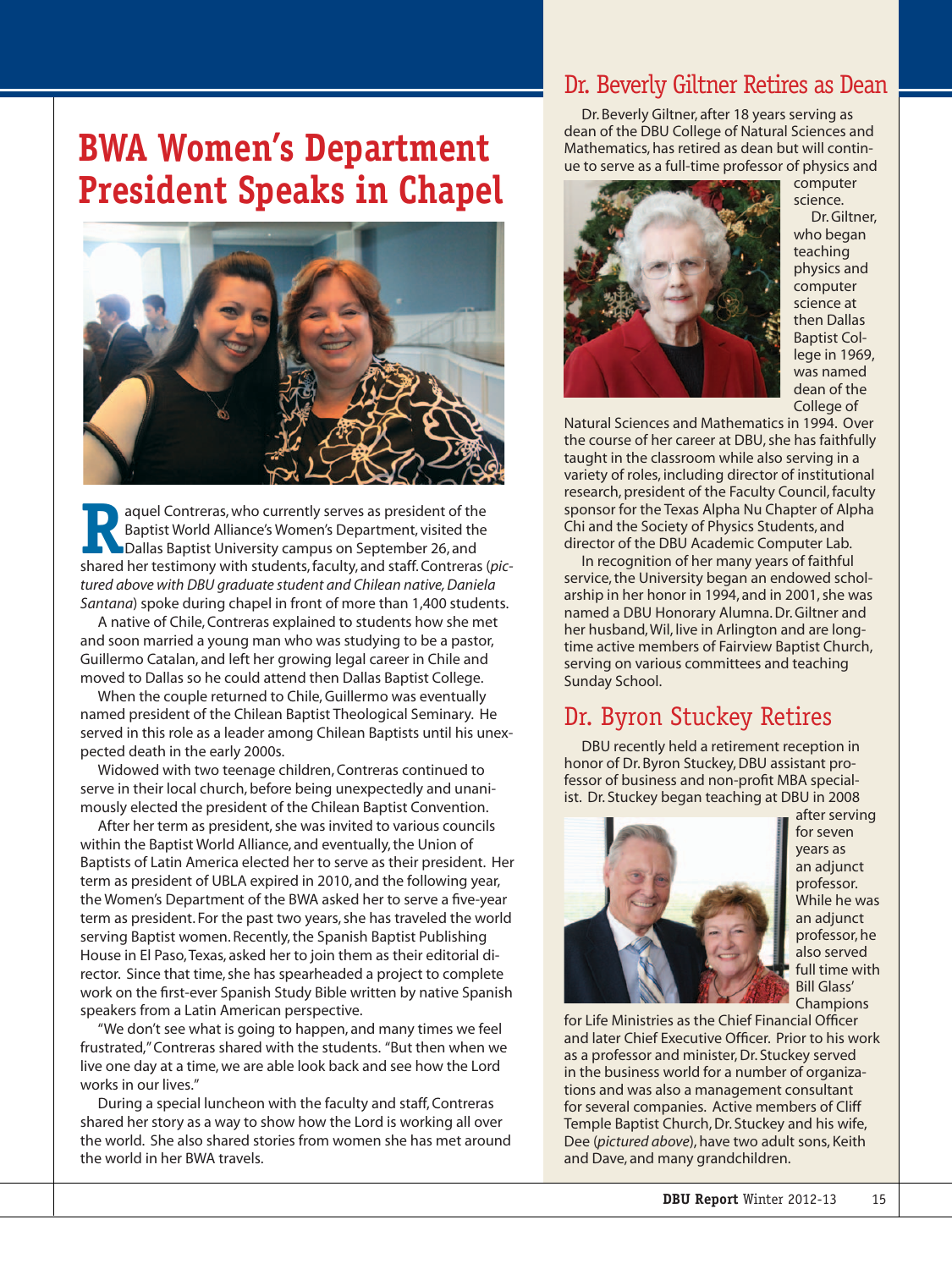# BWA Women's Department President Speaks in Chapel

Raquel Contreras, who currently serves as president of the Baptist World Alliance's Women's Department, visited the Dallas Baptist University campus on September 26, and shared her testimony with students, faculty, and staff. Contreras (*pictured above with DBU graduate student and Chilean native, Daniela Santana*) spoke during chapel in front of more than 1,400 students.

A native of Chile, Contreras explained to students how she met and soon married a young man who was studying to be a pastor, Guillermo Catalan, and left her growing legal career in Chile and moved to Dallas so he could attend then Dallas Baptist College.

When the couple returned to Chile, Guillermo was eventually named president of the Chilean Baptist Theological Seminary. He served in this role as a leader among Chilean Baptists until his unexpected death in the early 2000s.

Widowed with two teenage children, Contreras continued to serve in their local church, before being unexpectedly and unanimously elected the president of the Chilean Baptist Convention.

After her term as president, she was invited to various councils within the Baptist World Alliance, and eventually, the Union of Baptists of Latin America elected her to serve as their president. Her term as president of UBLA expired in 2010, and the following year, the Women's Department of the BWA asked her to serve a five-year term as president. For the past two years, she has traveled the world serving Baptist women. Recently, the Spanish Baptist Publishing House in El Paso, Texas, asked her to join them as their editorial director. Since that time, she has spearheaded a project to complete work on the first-ever Spanish Study Bible written by native Spanish speakers from a Latin American perspective.

"We don't see what is going to happen, and many times we feel frustrated," Contreras shared with the students. "But then when we live one day at a time, we are able look back and see how the Lord works in our lives."

During a special luncheon with the faculty and staff, Contreras shared her story as a way to show how the Lord is working all over the world. She also shared stories from women she has met around the world in her BWA travels.

## Dr. Beverly Giltner Retires as Dean

Dr. Beverly Giltner, after 18 years serving as dean of the DBU College of Natural Sciences and Mathematics, has retired as dean but will continue to serve as a full-time professor of physics and computer science.

Dr. Giltner, who began teaching physics and computer science at then Dallas Baptist College in 1969, was named dean of the College of Natural Sciences and Mathematics in 1994. Over the course of her career at DBU, she has faithfully taught in the classroom while also serving in a variety of roles, including director of institutional research, president of the Faculty Council, faculty sponsor for the Texas Alpha Nu Chapter of Alpha Chi and the Society of Physics Students, and director of the DBU Academic Computer Lab.

In recognition of her many years of faithful service, the University began an endowed scholarship in her honor in 1994, and in 2001, she was named a DBU Honorary Alumna. Dr. Giltner and her husband, Wil, live in Arlington and are long-time active members of Fairview Baptist Church, serving on various committees and teaching Sunday School.

## Dr. Byron Stuckey Retires

DBU recently held a retirement reception in honor of Dr. Byron Stuckey, DBU assistant professor of business and non-profit MBA specialist. Dr. Stuckey began teaching at DBU in 2008 after serving for seven years as an adjunct professor. While he was an adjunct professor, he also served full time with Bill Glass' Champions for Life Ministries as the Chief Financial Officer and later Chief Executive Officer. Prior to his work as a professor and minister, Dr. Stuckey served in the business world for a number of organizations and was also a management consultant for several companies. Active members of Cliff Temple Baptist Church, Dr. Stuckey and his wife, Dee (*pictured above*), have two adult sons, Keith and Dave, and many grandchildren.